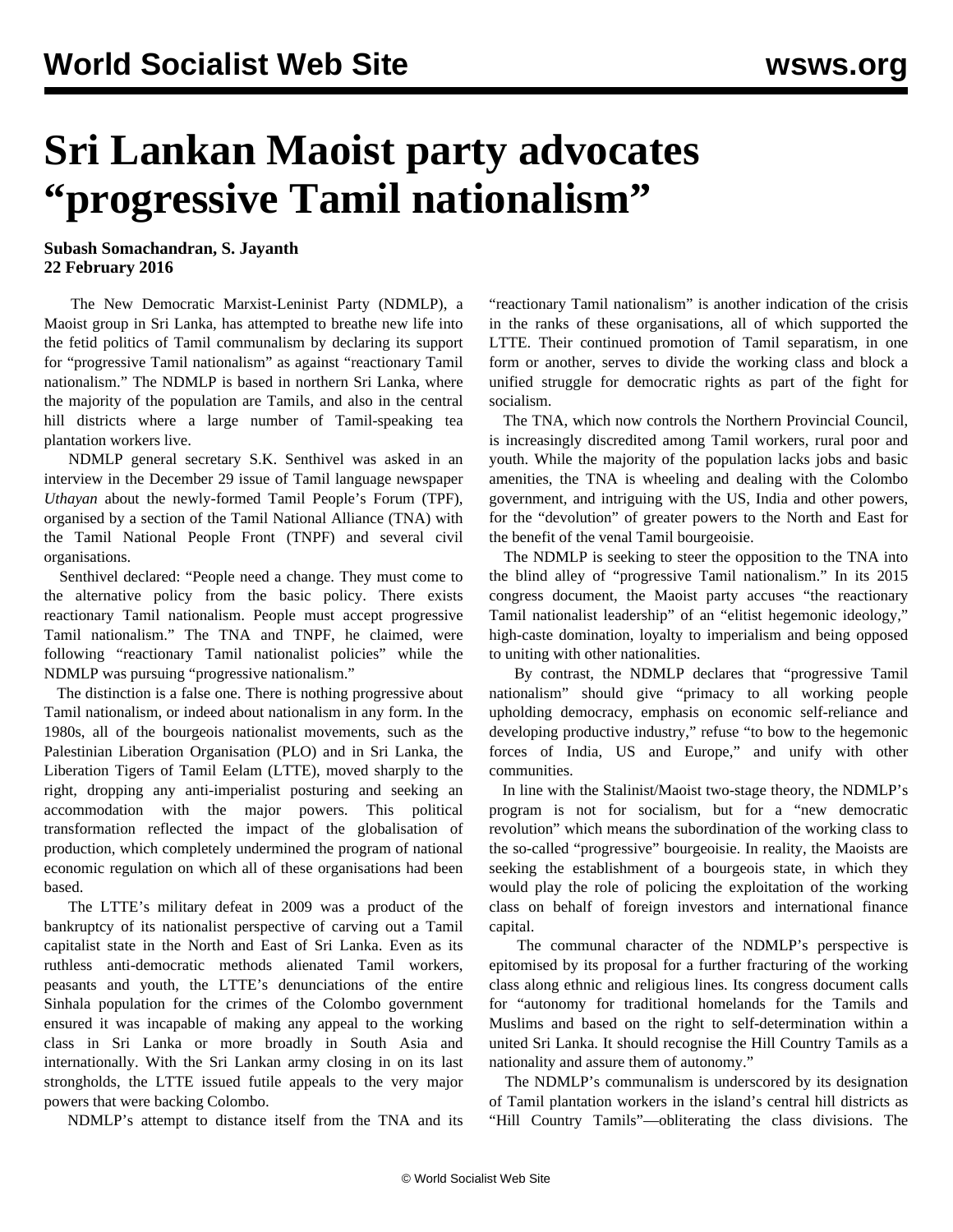# Sri Lankan Maoist party advocates "progressive Tamil nationalism"

**Subash Somachandran, S. Jayanth**
**22 February 2016**

The New Democratic Marxist-Leninist Party (NDMLP), a Maoist group in Sri Lanka, has attempted to breathe new life into the fetid politics of Tamil communalism by declaring its support for "progressive Tamil nationalism" as against "reactionary Tamil nationalism." The NDMLP is based in northern Sri Lanka, where the majority of the population are Tamils, and also in the central hill districts where a large number of Tamil-speaking tea plantation workers live.

NDMLP general secretary S.K. Senthivel was asked in an interview in the December 29 issue of Tamil language newspaper *Uthayan* about the newly-formed Tamil People's Forum (TPF), organised by a section of the Tamil National Alliance (TNA) with the Tamil National People Front (TNPF) and several civil organisations.

Senthivel declared: "People need a change. They must come to the alternative policy from the basic policy. There exists reactionary Tamil nationalism. People must accept progressive Tamil nationalism." The TNA and TNPF, he claimed, were following "reactionary Tamil nationalist policies" while the NDMLP was pursuing "progressive nationalism."

The distinction is a false one. There is nothing progressive about Tamil nationalism, or indeed about nationalism in any form. In the 1980s, all of the bourgeois nationalist movements, such as the Palestinian Liberation Organisation (PLO) and in Sri Lanka, the Liberation Tigers of Tamil Eelam (LTTE), moved sharply to the right, dropping any anti-imperialist posturing and seeking an accommodation with the major powers. This political transformation reflected the impact of the globalisation of production, which completely undermined the program of national economic regulation on which all of these organisations had been based.

The LTTE's military defeat in 2009 was a product of the bankruptcy of its nationalist perspective of carving out a Tamil capitalist state in the North and East of Sri Lanka. Even as its ruthless anti-democratic methods alienated Tamil workers, peasants and youth, the LTTE's denunciations of the entire Sinhala population for the crimes of the Colombo government ensured it was incapable of making any appeal to the working class in Sri Lanka or more broadly in South Asia and internationally. With the Sri Lankan army closing in on its last strongholds, the LTTE issued futile appeals to the very major powers that were backing Colombo.

NDMLP's attempt to distance itself from the TNA and its "reactionary Tamil nationalism" is another indication of the crisis in the ranks of these organisations, all of which supported the LTTE. Their continued promotion of Tamil separatism, in one form or another, serves to divide the working class and block a unified struggle for democratic rights as part of the fight for socialism.

The TNA, which now controls the Northern Provincial Council, is increasingly discredited among Tamil workers, rural poor and youth. While the majority of the population lacks jobs and basic amenities, the TNA is wheeling and dealing with the Colombo government, and intriguing with the US, India and other powers, for the "devolution" of greater powers to the North and East for the benefit of the venal Tamil bourgeoisie.

The NDMLP is seeking to steer the opposition to the TNA into the blind alley of "progressive Tamil nationalism." In its 2015 congress document, the Maoist party accuses "the reactionary Tamil nationalist leadership" of an "elitist hegemonic ideology," high-caste domination, loyalty to imperialism and being opposed to uniting with other nationalities.

By contrast, the NDMLP declares that "progressive Tamil nationalism" should give "primacy to all working people upholding democracy, emphasis on economic self-reliance and developing productive industry," refuse "to bow to the hegemonic forces of India, US and Europe," and unify with other communities.

In line with the Stalinist/Maoist two-stage theory, the NDMLP's program is not for socialism, but for a "new democratic revolution" which means the subordination of the working class to the so-called "progressive" bourgeoisie. In reality, the Maoists are seeking the establishment of a bourgeois state, in which they would play the role of policing the exploitation of the working class on behalf of foreign investors and international finance capital.

The communal character of the NDMLP's perspective is epitomised by its proposal for a further fracturing of the working class along ethnic and religious lines. Its congress document calls for "autonomy for traditional homelands for the Tamils and Muslims and based on the right to self-determination within a united Sri Lanka. It should recognise the Hill Country Tamils as a nationality and assure them of autonomy."

The NDMLP's communalism is underscored by its designation of Tamil plantation workers in the island's central hill districts as "Hill Country Tamils"—obliterating the class divisions. The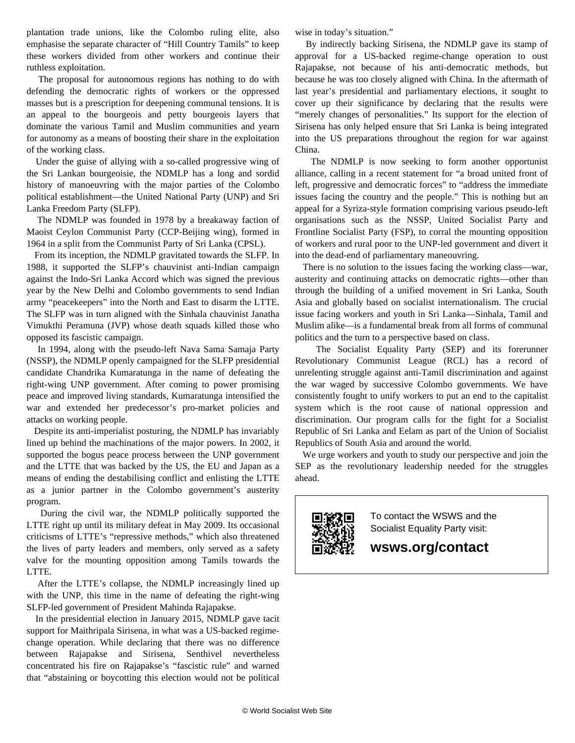plantation trade unions, like the Colombo ruling elite, also emphasise the separate character of "Hill Country Tamils" to keep these workers divided from other workers and continue their ruthless exploitation.

The proposal for autonomous regions has nothing to do with defending the democratic rights of workers or the oppressed masses but is a prescription for deepening communal tensions. It is an appeal to the bourgeois and petty bourgeois layers that dominate the various Tamil and Muslim communities and yearn for autonomy as a means of boosting their share in the exploitation of the working class.

Under the guise of allying with a so-called progressive wing of the Sri Lankan bourgeoisie, the NDMLP has a long and sordid history of manoeuvring with the major parties of the Colombo political establishment—the United National Party (UNP) and Sri Lanka Freedom Party (SLFP).

The NDMLP was founded in 1978 by a breakaway faction of Maoist Ceylon Communist Party (CCP-Beijing wing), formed in 1964 in a split from the Communist Party of Sri Lanka (CPSL).

From its inception, the NDMLP gravitated towards the SLFP. In 1988, it supported the SLFP's chauvinist anti-Indian campaign against the Indo-Sri Lanka Accord which was signed the previous year by the New Delhi and Colombo governments to send Indian army "peacekeepers" into the North and East to disarm the LTTE. The SLFP was in turn aligned with the Sinhala chauvinist Janatha Vimukthi Peramuna (JVP) whose death squads killed those who opposed its fascistic campaign.

In 1994, along with the pseudo-left Nava Sama Samaja Party (NSSP), the NDMLP openly campaigned for the SLFP presidential candidate Chandrika Kumaratunga in the name of defeating the right-wing UNP government. After coming to power promising peace and improved living standards, Kumaratunga intensified the war and extended her predecessor's pro-market policies and attacks on working people.

Despite its anti-imperialist posturing, the NDMLP has invariably lined up behind the machinations of the major powers. In 2002, it supported the bogus peace process between the UNP government and the LTTE that was backed by the US, the EU and Japan as a means of ending the destabilising conflict and enlisting the LTTE as a junior partner in the Colombo government's austerity program.

During the civil war, the NDMLP politically supported the LTTE right up until its military defeat in May 2009. Its occasional criticisms of LTTE's "repressive methods," which also threatened the lives of party leaders and members, only served as a safety valve for the mounting opposition among Tamils towards the LTTE.

After the LTTE's collapse, the NDMLP increasingly lined up with the UNP, this time in the name of defeating the right-wing SLFP-led government of President Mahinda Rajapakse.

In the presidential election in January 2015, NDMLP gave tacit support for Maithripala Sirisena, in what was a US-backed regime-change operation. While declaring that there was no difference between Rajapakse and Sirisena, Senthivel nevertheless concentrated his fire on Rajapakse's "fascistic rule" and warned that "abstaining or boycotting this election would not be political wise in today's situation."

By indirectly backing Sirisena, the NDMLP gave its stamp of approval for a US-backed regime-change operation to oust Rajapakse, not because of his anti-democratic methods, but because he was too closely aligned with China. In the aftermath of last year's presidential and parliamentary elections, it sought to cover up their significance by declaring that the results were "merely changes of personalities." Its support for the election of Sirisena has only helped ensure that Sri Lanka is being integrated into the US preparations throughout the region for war against China.

The NDMLP is now seeking to form another opportunist alliance, calling in a recent statement for "a broad united front of left, progressive and democratic forces" to "address the immediate issues facing the country and the people." This is nothing but an appeal for a Syriza-style formation comprising various pseudo-left organisations such as the NSSP, United Socialist Party and Frontline Socialist Party (FSP), to corral the mounting opposition of workers and rural poor to the UNP-led government and divert it into the dead-end of parliamentary maneouvring.

There is no solution to the issues facing the working class—war, austerity and continuing attacks on democratic rights—other than through the building of a unified movement in Sri Lanka, South Asia and globally based on socialist internationalism. The crucial issue facing workers and youth in Sri Lanka—Sinhala, Tamil and Muslim alike—is a fundamental break from all forms of communal politics and the turn to a perspective based on class.

The Socialist Equality Party (SEP) and its forerunner Revolutionary Communist League (RCL) has a record of unrelenting struggle against anti-Tamil discrimination and against the war waged by successive Colombo governments. We have consistently fought to unify workers to put an end to the capitalist system which is the root cause of national oppression and discrimination. Our program calls for the fight for a Socialist Republic of Sri Lanka and Eelam as part of the Union of Socialist Republics of South Asia and around the world.

We urge workers and youth to study our perspective and join the SEP as the revolutionary leadership needed for the struggles ahead.

To contact the WSWS and the Socialist Equality Party visit:

**wsws.org/contact**